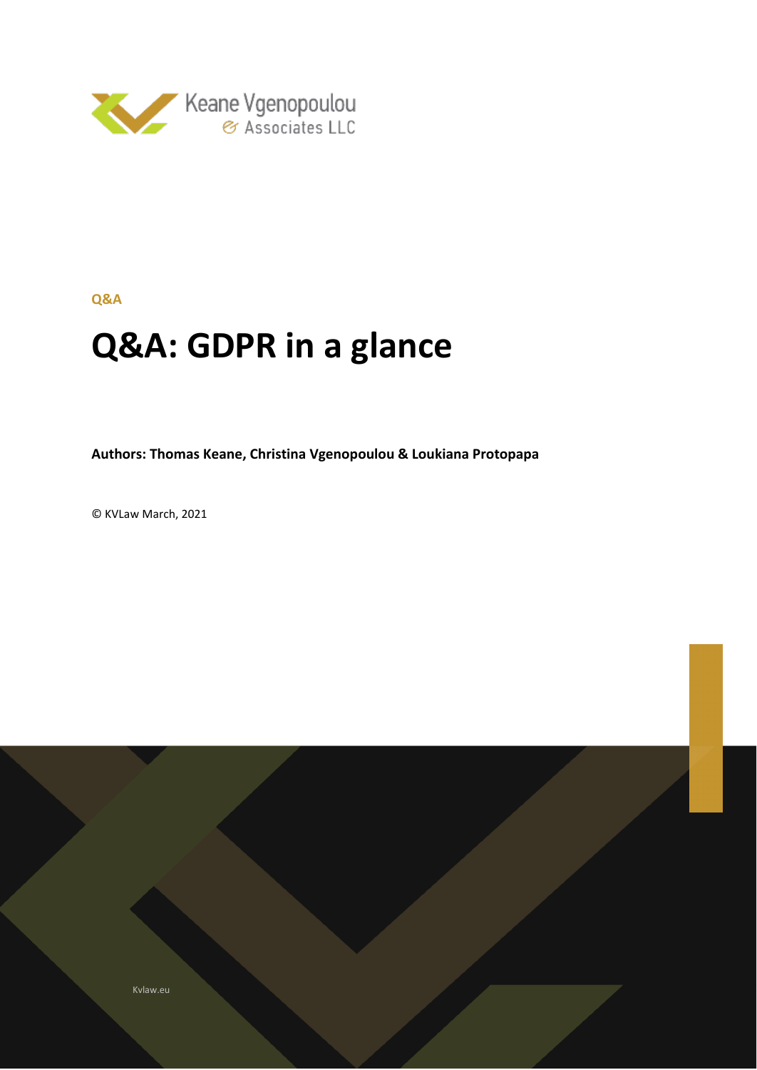Keane Vgenopoulou & Associates LLC

**Q&A**

# Q&A: GDPR in a glance

**Authors: Thomas Keane, Christina Vgenopoulou & Loukiana Protopapa**

© KVLaw March, 2021

Kvlaw.eu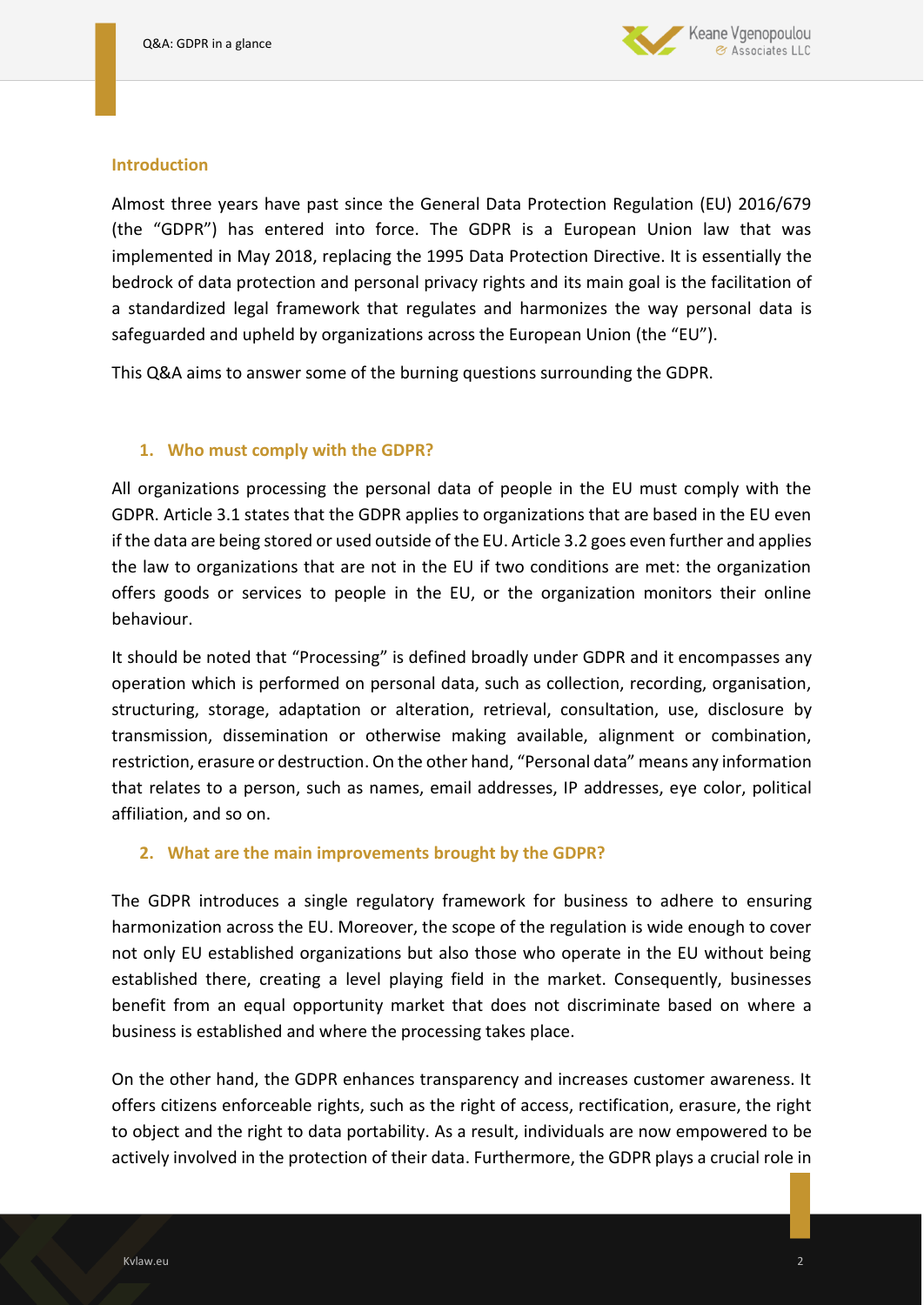## Introduction

Almost three years have past since the General Data Protection Regulation (EU) 2016/679 (the "GDPR") has entered into force. The GDPR is a European Union law that was implemented in May 2018, replacing the 1995 Data Protection Directive. It is essentially the bedrock of data protection and personal privacy rights and its main goal is the facilitation of a standardized legal framework that regulates and harmonizes the way personal data is safeguarded and upheld by organizations across the European Union (the "EU").

This Q&A aims to answer some of the burning questions surrounding the GDPR.

### 1. Who must comply with the GDPR?

All organizations processing the personal data of people in the EU must comply with the GDPR. Article 3.1 states that the GDPR applies to organizations that are based in the EU even if the data are being stored or used outside of the EU. Article 3.2 goes even further and applies the law to organizations that are not in the EU if two conditions are met: the organization offers goods or services to people in the EU, or the organization monitors their online behaviour.

It should be noted that "Processing" is defined broadly under GDPR and it encompasses any operation which is performed on personal data, such as collection, recording, organisation, structuring, storage, adaptation or alteration, retrieval, consultation, use, disclosure by transmission, dissemination or otherwise making available, alignment or combination, restriction, erasure or destruction. On the other hand, "Personal data" means any information that relates to a person, such as names, email addresses, IP addresses, eye color, political affiliation, and so on.

### 2. What are the main improvements brought by the GDPR?

The GDPR introduces a single regulatory framework for business to adhere to ensuring harmonization across the EU. Moreover, the scope of the regulation is wide enough to cover not only EU established organizations but also those who operate in the EU without being established there, creating a level playing field in the market. Consequently, businesses benefit from an equal opportunity market that does not discriminate based on where a business is established and where the processing takes place.

On the other hand, the GDPR enhances transparency and increases customer awareness. It offers citizens enforceable rights, such as the right of access, rectification, erasure, the right to object and the right to data portability. As a result, individuals are now empowered to be actively involved in the protection of their data. Furthermore, the GDPR plays a crucial role in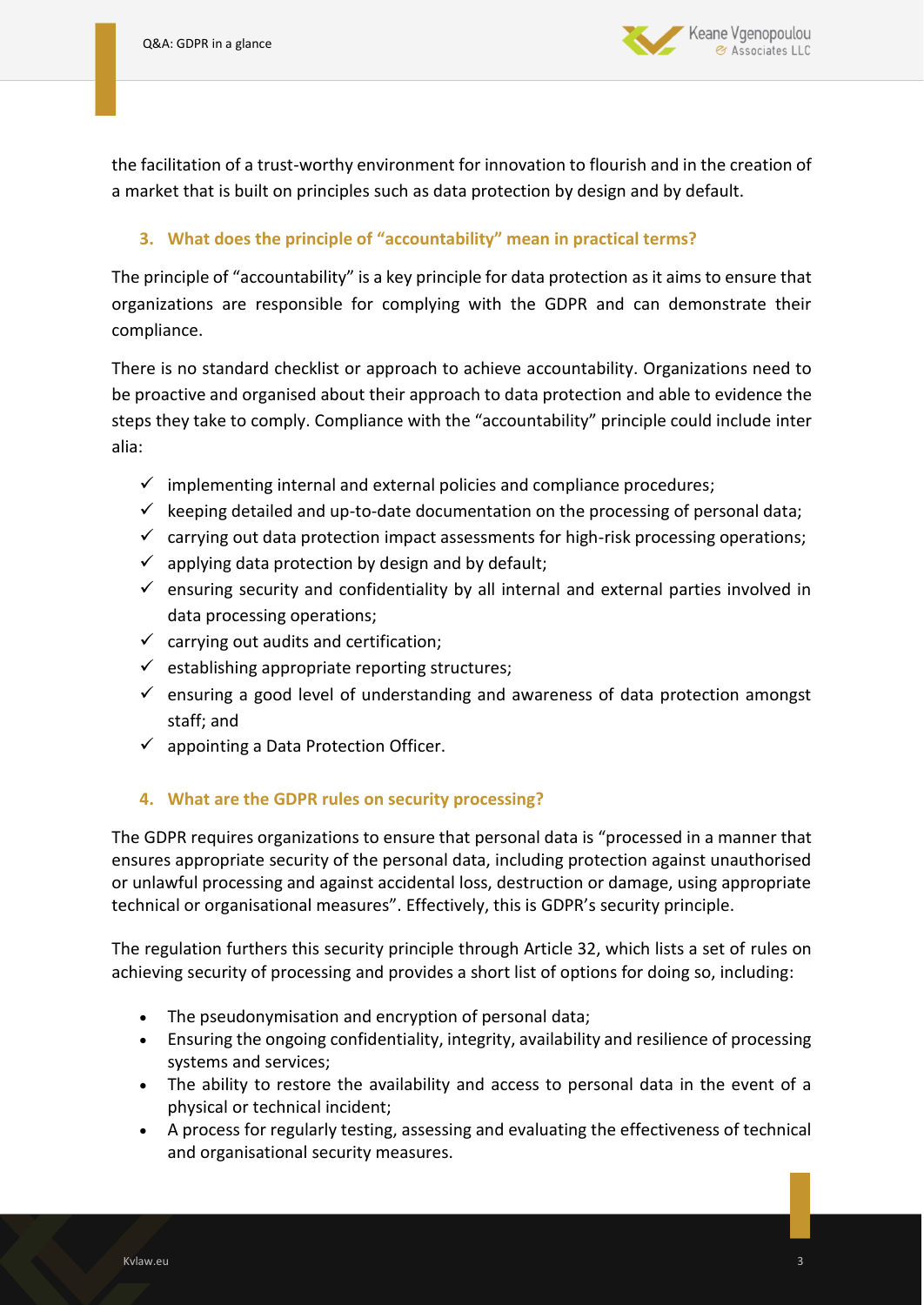the facilitation of a trust-worthy environment for innovation to flourish and in the creation of a market that is built on principles such as data protection by design and by default.

### 3. What does the principle of "accountability" mean in practical terms?

The principle of "accountability" is a key principle for data protection as it aims to ensure that organizations are responsible for complying with the GDPR and can demonstrate their compliance.

There is no standard checklist or approach to achieve accountability. Organizations need to be proactive and organised about their approach to data protection and able to evidence the steps they take to comply. Compliance with the "accountability" principle could include inter alia:

- ✓ implementing internal and external policies and compliance procedures;
- ✓ keeping detailed and up-to-date documentation on the processing of personal data;
- ✓ carrying out data protection impact assessments for high-risk processing operations;
- ✓ applying data protection by design and by default;
- ✓ ensuring security and confidentiality by all internal and external parties involved in data processing operations;
- ✓ carrying out audits and certification;
- ✓ establishing appropriate reporting structures;
- ✓ ensuring a good level of understanding and awareness of data protection amongst staff; and
- ✓ appointing a Data Protection Officer.

### 4. What are the GDPR rules on security processing?

The GDPR requires organizations to ensure that personal data is "processed in a manner that ensures appropriate security of the personal data, including protection against unauthorised or unlawful processing and against accidental loss, destruction or damage, using appropriate technical or organisational measures". Effectively, this is GDPR's security principle.

The regulation furthers this security principle through Article 32, which lists a set of rules on achieving security of processing and provides a short list of options for doing so, including:

- The pseudonymisation and encryption of personal data;
- Ensuring the ongoing confidentiality, integrity, availability and resilience of processing systems and services;
- The ability to restore the availability and access to personal data in the event of a physical or technical incident;
- A process for regularly testing, assessing and evaluating the effectiveness of technical and organisational security measures.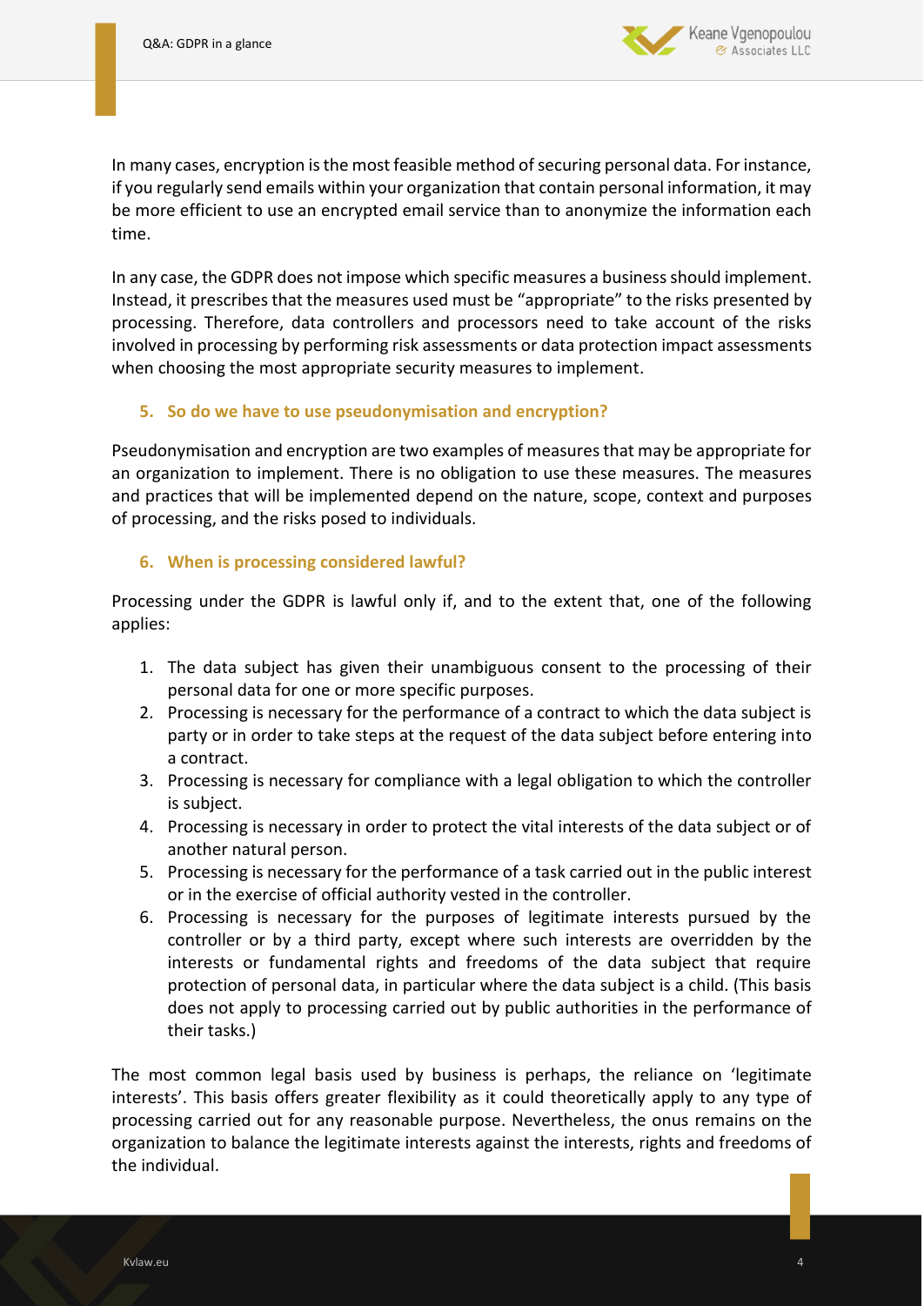In many cases, encryption is the most feasible method of securing personal data. For instance, if you regularly send emails within your organization that contain personal information, it may be more efficient to use an encrypted email service than to anonymize the information each time.

In any case, the GDPR does not impose which specific measures a business should implement. Instead, it prescribes that the measures used must be "appropriate" to the risks presented by processing. Therefore, data controllers and processors need to take account of the risks involved in processing by performing risk assessments or data protection impact assessments when choosing the most appropriate security measures to implement.

### 5. So do we have to use pseudonymisation and encryption?

Pseudonymisation and encryption are two examples of measures that may be appropriate for an organization to implement. There is no obligation to use these measures. The measures and practices that will be implemented depend on the nature, scope, context and purposes of processing, and the risks posed to individuals.

### 6. When is processing considered lawful?

Processing under the GDPR is lawful only if, and to the extent that, one of the following applies:

1. The data subject has given their unambiguous consent to the processing of their personal data for one or more specific purposes.
2. Processing is necessary for the performance of a contract to which the data subject is party or in order to take steps at the request of the data subject before entering into a contract.
3. Processing is necessary for compliance with a legal obligation to which the controller is subject.
4. Processing is necessary in order to protect the vital interests of the data subject or of another natural person.
5. Processing is necessary for the performance of a task carried out in the public interest or in the exercise of official authority vested in the controller.
6. Processing is necessary for the purposes of legitimate interests pursued by the controller or by a third party, except where such interests are overridden by the interests or fundamental rights and freedoms of the data subject that require protection of personal data, in particular where the data subject is a child. (This basis does not apply to processing carried out by public authorities in the performance of their tasks.)

The most common legal basis used by business is perhaps, the reliance on 'legitimate interests'. This basis offers greater flexibility as it could theoretically apply to any type of processing carried out for any reasonable purpose. Nevertheless, the onus remains on the organization to balance the legitimate interests against the interests, rights and freedoms of the individual.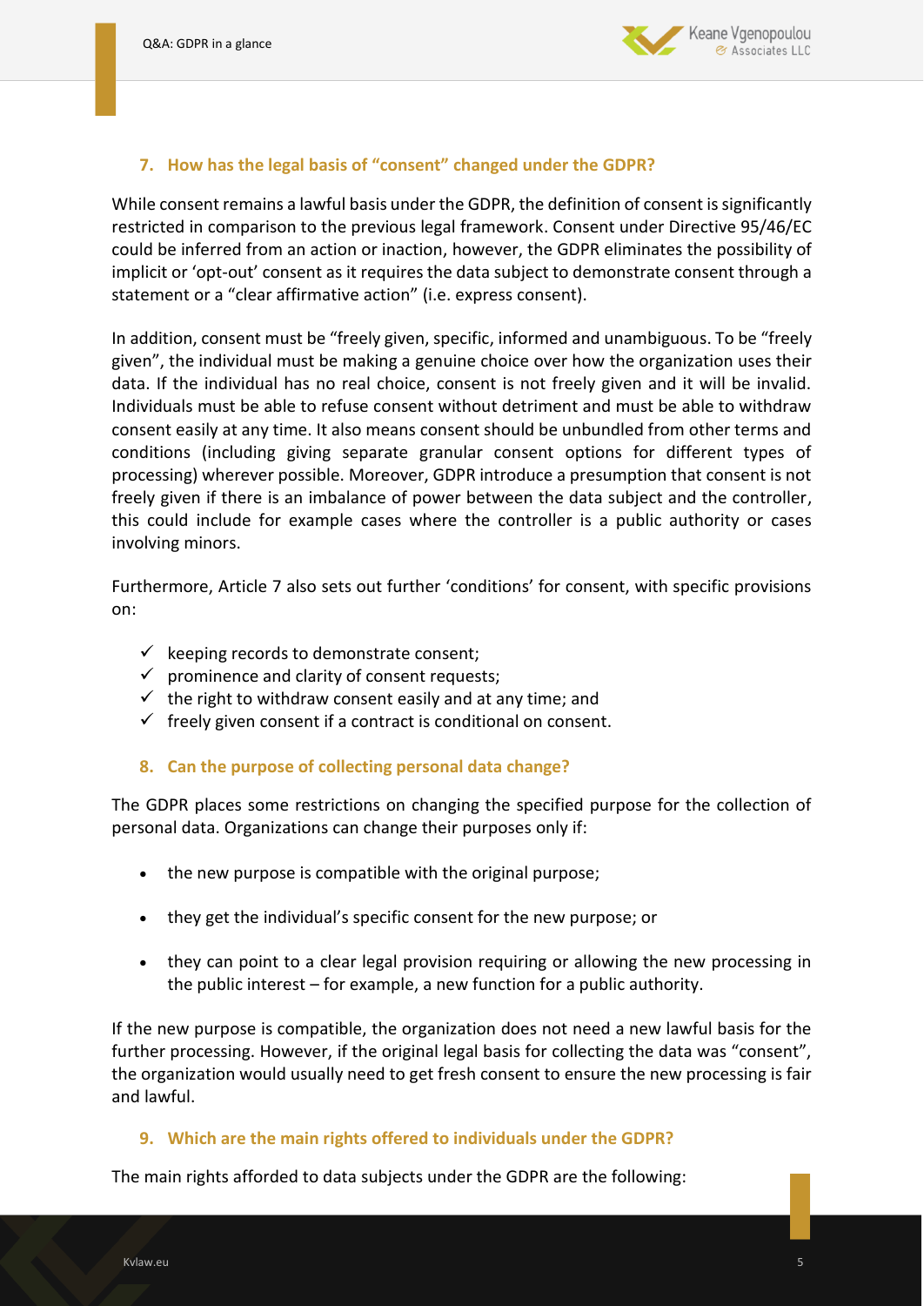## 7. How has the legal basis of "consent" changed under the GDPR?

While consent remains a lawful basis under the GDPR, the definition of consent is significantly restricted in comparison to the previous legal framework. Consent under Directive 95/46/EC could be inferred from an action or inaction, however, the GDPR eliminates the possibility of implicit or 'opt-out' consent as it requires the data subject to demonstrate consent through a statement or a "clear affirmative action" (i.e. express consent).

In addition, consent must be "freely given, specific, informed and unambiguous. To be "freely given", the individual must be making a genuine choice over how the organization uses their data. If the individual has no real choice, consent is not freely given and it will be invalid. Individuals must be able to refuse consent without detriment and must be able to withdraw consent easily at any time. It also means consent should be unbundled from other terms and conditions (including giving separate granular consent options for different types of processing) wherever possible. Moreover, GDPR introduce a presumption that consent is not freely given if there is an imbalance of power between the data subject and the controller, this could include for example cases where the controller is a public authority or cases involving minors.

Furthermore, Article 7 also sets out further 'conditions' for consent, with specific provisions on:

- ✓ keeping records to demonstrate consent;
- ✓ prominence and clarity of consent requests;
- ✓ the right to withdraw consent easily and at any time; and
- ✓ freely given consent if a contract is conditional on consent.

## 8. Can the purpose of collecting personal data change?

The GDPR places some restrictions on changing the specified purpose for the collection of personal data. Organizations can change their purposes only if:

- the new purpose is compatible with the original purpose;
- they get the individual's specific consent for the new purpose; or
- they can point to a clear legal provision requiring or allowing the new processing in the public interest – for example, a new function for a public authority.

If the new purpose is compatible, the organization does not need a new lawful basis for the further processing. However, if the original legal basis for collecting the data was "consent", the organization would usually need to get fresh consent to ensure the new processing is fair and lawful.

## 9. Which are the main rights offered to individuals under the GDPR?

The main rights afforded to data subjects under the GDPR are the following: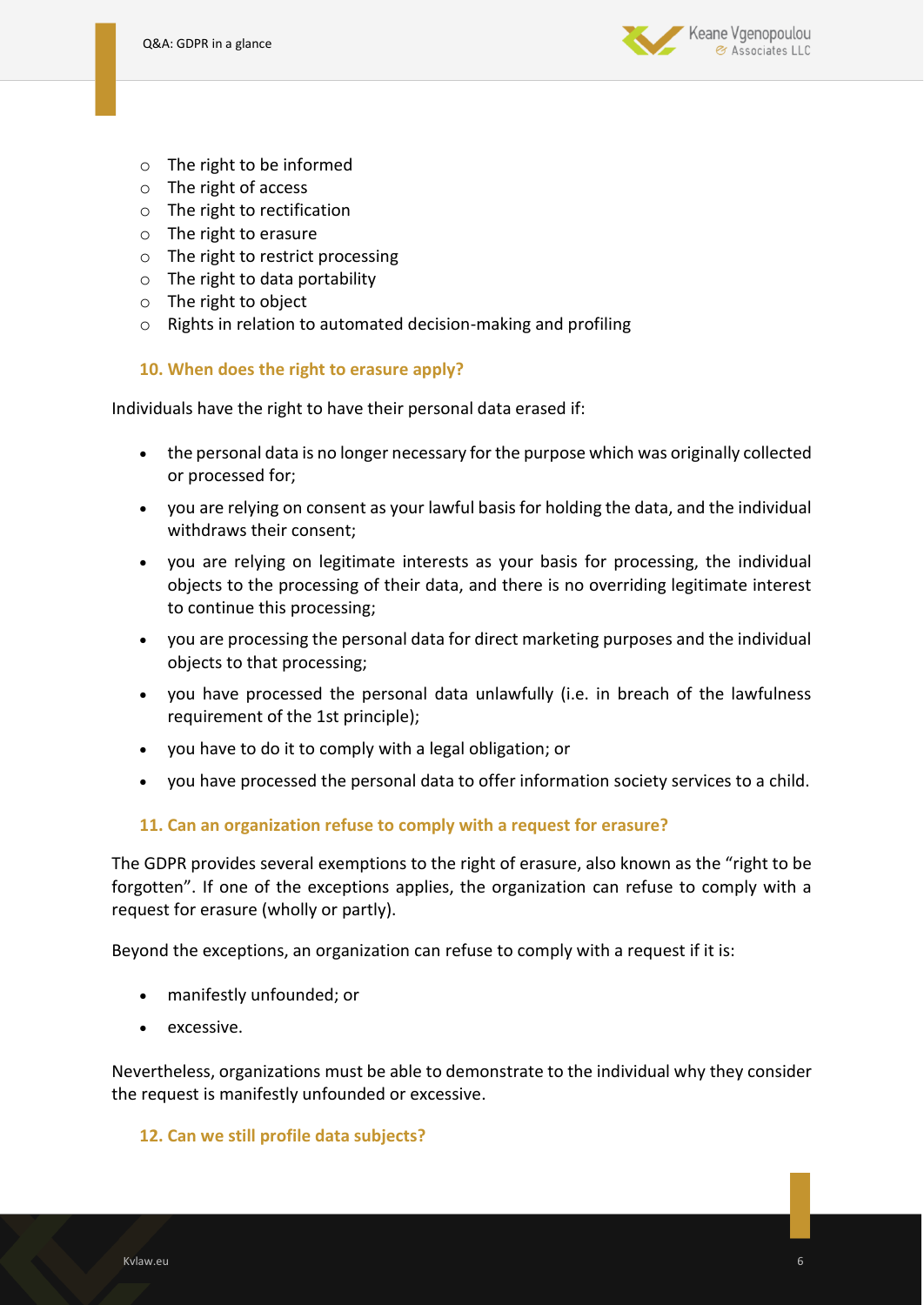- The right to be informed
- The right of access
- The right to rectification
- The right to erasure
- The right to restrict processing
- The right to data portability
- The right to object
- Rights in relation to automated decision-making and profiling

### 10. When does the right to erasure apply?

Individuals have the right to have their personal data erased if:

- the personal data is no longer necessary for the purpose which was originally collected or processed for;
- you are relying on consent as your lawful basis for holding the data, and the individual withdraws their consent;
- you are relying on legitimate interests as your basis for processing, the individual objects to the processing of their data, and there is no overriding legitimate interest to continue this processing;
- you are processing the personal data for direct marketing purposes and the individual objects to that processing;
- you have processed the personal data unlawfully (i.e. in breach of the lawfulness requirement of the 1st principle);
- you have to do it to comply with a legal obligation; or
- you have processed the personal data to offer information society services to a child.

### 11. Can an organization refuse to comply with a request for erasure?

The GDPR provides several exemptions to the right of erasure, also known as the "right to be forgotten". If one of the exceptions applies, the organization can refuse to comply with a request for erasure (wholly or partly).

Beyond the exceptions, an organization can refuse to comply with a request if it is:

- manifestly unfounded; or
- excessive.

Nevertheless, organizations must be able to demonstrate to the individual why they consider the request is manifestly unfounded or excessive.

### 12. Can we still profile data subjects?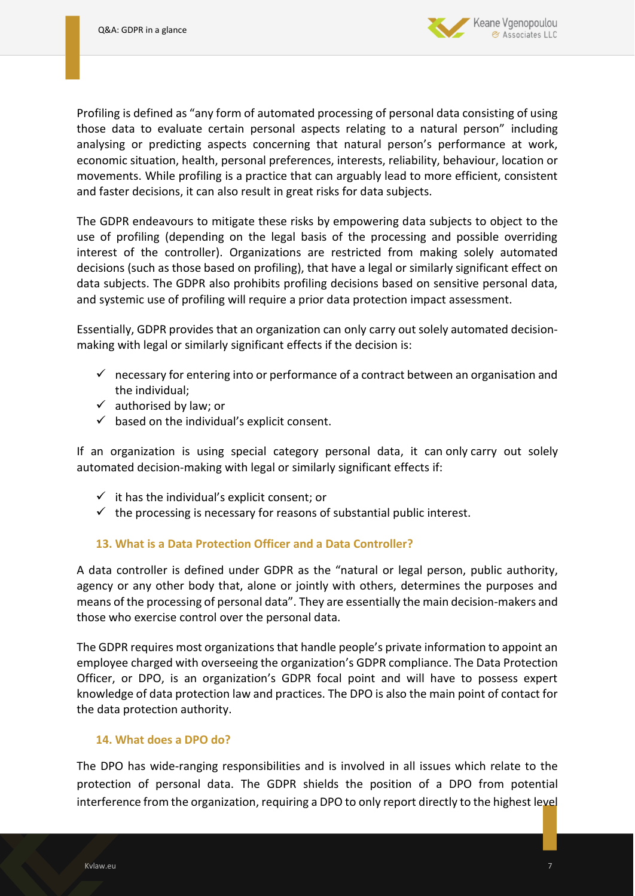Profiling is defined as "any form of automated processing of personal data consisting of using those data to evaluate certain personal aspects relating to a natural person" including analysing or predicting aspects concerning that natural person's performance at work, economic situation, health, personal preferences, interests, reliability, behaviour, location or movements. While profiling is a practice that can arguably lead to more efficient, consistent and faster decisions, it can also result in great risks for data subjects.

The GDPR endeavours to mitigate these risks by empowering data subjects to object to the use of profiling (depending on the legal basis of the processing and possible overriding interest of the controller). Organizations are restricted from making solely automated decisions (such as those based on profiling), that have a legal or similarly significant effect on data subjects. The GDPR also prohibits profiling decisions based on sensitive personal data, and systemic use of profiling will require a prior data protection impact assessment.

Essentially, GDPR provides that an organization can only carry out solely automated decision-making with legal or similarly significant effects if the decision is:

- ✓ necessary for entering into or performance of a contract between an organisation and the individual;
- ✓ authorised by law; or
- ✓ based on the individual's explicit consent.

If an organization is using special category personal data, it can only carry out solely automated decision-making with legal or similarly significant effects if:

- ✓ it has the individual's explicit consent; or
- ✓ the processing is necessary for reasons of substantial public interest.

### 13. What is a Data Protection Officer and a Data Controller?

A data controller is defined under GDPR as the "natural or legal person, public authority, agency or any other body that, alone or jointly with others, determines the purposes and means of the processing of personal data". They are essentially the main decision-makers and those who exercise control over the personal data.

The GDPR requires most organizations that handle people's private information to appoint an employee charged with overseeing the organization's GDPR compliance. The Data Protection Officer, or DPO, is an organization's GDPR focal point and will have to possess expert knowledge of data protection law and practices. The DPO is also the main point of contact for the data protection authority.

### 14. What does a DPO do?

The DPO has wide-ranging responsibilities and is involved in all issues which relate to the protection of personal data. The GDPR shields the position of a DPO from potential interference from the organization, requiring a DPO to only report directly to the highest level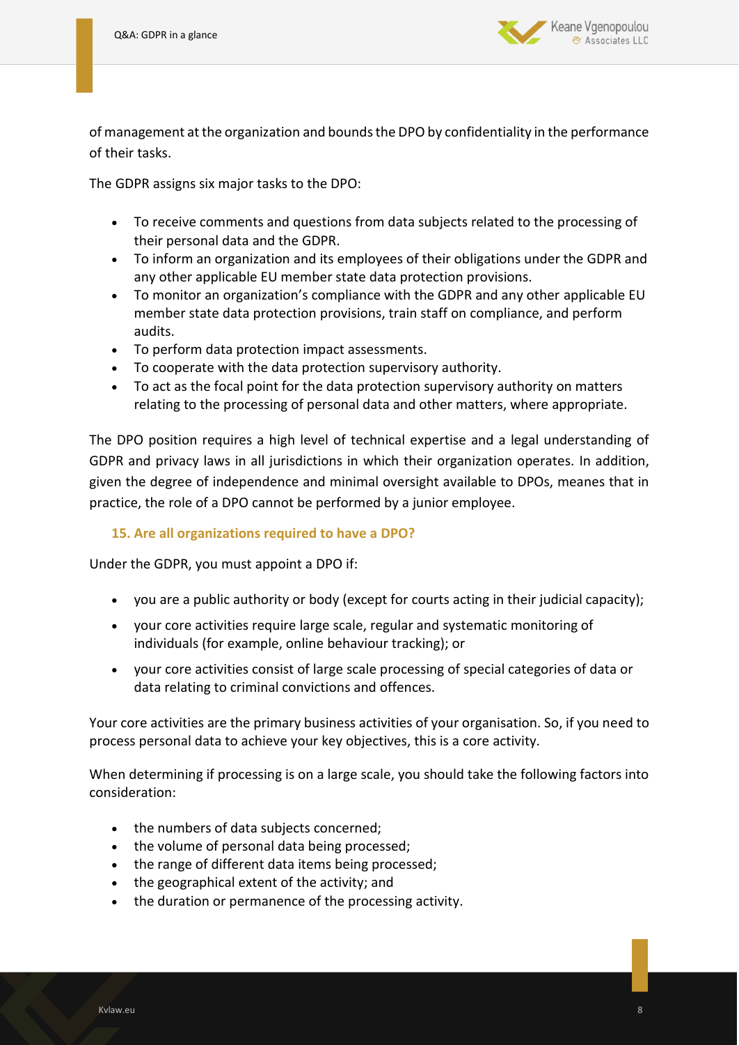of management at the organization and bounds the DPO by confidentiality in the performance of their tasks.

The GDPR assigns six major tasks to the DPO:

- To receive comments and questions from data subjects related to the processing of their personal data and the GDPR.
- To inform an organization and its employees of their obligations under the GDPR and any other applicable EU member state data protection provisions.
- To monitor an organization's compliance with the GDPR and any other applicable EU member state data protection provisions, train staff on compliance, and perform audits.
- To perform data protection impact assessments.
- To cooperate with the data protection supervisory authority.
- To act as the focal point for the data protection supervisory authority on matters relating to the processing of personal data and other matters, where appropriate.

The DPO position requires a high level of technical expertise and a legal understanding of GDPR and privacy laws in all jurisdictions in which their organization operates. In addition, given the degree of independence and minimal oversight available to DPOs, meanes that in practice, the role of a DPO cannot be performed by a junior employee.

### 15. Are all organizations required to have a DPO?

Under the GDPR, you must appoint a DPO if:

- you are a public authority or body (except for courts acting in their judicial capacity);
- your core activities require large scale, regular and systematic monitoring of individuals (for example, online behaviour tracking); or
- your core activities consist of large scale processing of special categories of data or data relating to criminal convictions and offences.

Your core activities are the primary business activities of your organisation. So, if you need to process personal data to achieve your key objectives, this is a core activity.

When determining if processing is on a large scale, you should take the following factors into consideration:

- the numbers of data subjects concerned;
- the volume of personal data being processed;
- the range of different data items being processed;
- the geographical extent of the activity; and
- the duration or permanence of the processing activity.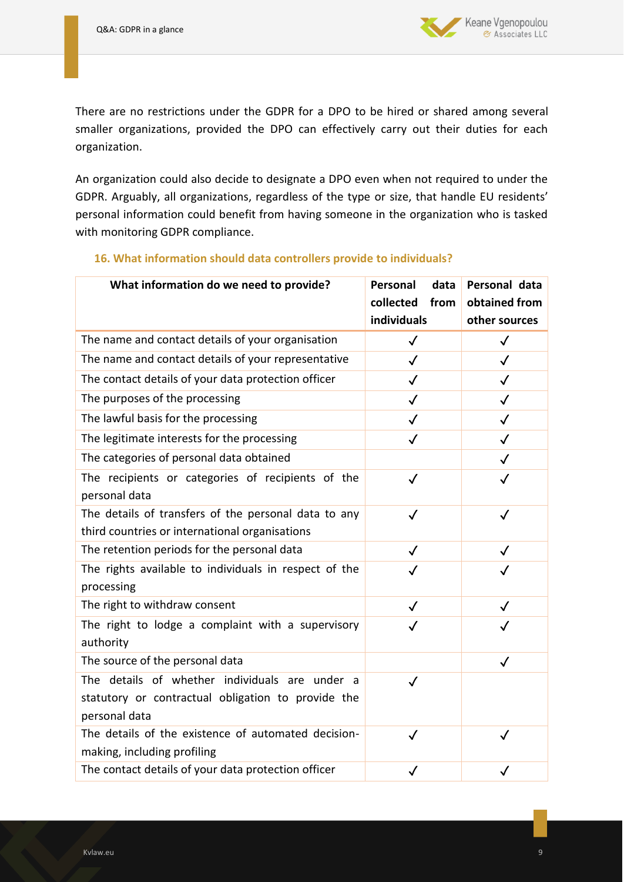There are no restrictions under the GDPR for a DPO to be hired or shared among several smaller organizations, provided the DPO can effectively carry out their duties for each organization.

An organization could also decide to designate a DPO even when not required to under the GDPR. Arguably, all organizations, regardless of the type or size, that handle EU residents' personal information could benefit from having someone in the organization who is tasked with monitoring GDPR compliance.

### 16. What information should data controllers provide to individuals?

| What information do we need to provide? | Personal data collected from individuals | Personal data obtained from other sources |
|---|---|---|
| The name and contact details of your organisation | ✓ | ✓ |
| The name and contact details of your representative | ✓ | ✓ |
| The contact details of your data protection officer | ✓ | ✓ |
| The purposes of the processing | ✓ | ✓ |
| The lawful basis for the processing | ✓ | ✓ |
| The legitimate interests for the processing | ✓ | ✓ |
| The categories of personal data obtained | | ✓ |
| The recipients or categories of recipients of the personal data | ✓ | ✓ |
| The details of transfers of the personal data to any third countries or international organisations | ✓ | ✓ |
| The retention periods for the personal data | ✓ | ✓ |
| The rights available to individuals in respect of the processing | ✓ | ✓ |
| The right to withdraw consent | ✓ | ✓ |
| The right to lodge a complaint with a supervisory authority | ✓ | ✓ |
| The source of the personal data | | ✓ |
| The details of whether individuals are under a statutory or contractual obligation to provide the personal data | ✓ | |
| The details of the existence of automated decision-making, including profiling | ✓ | ✓ |
| The contact details of your data protection officer | ✓ | ✓ |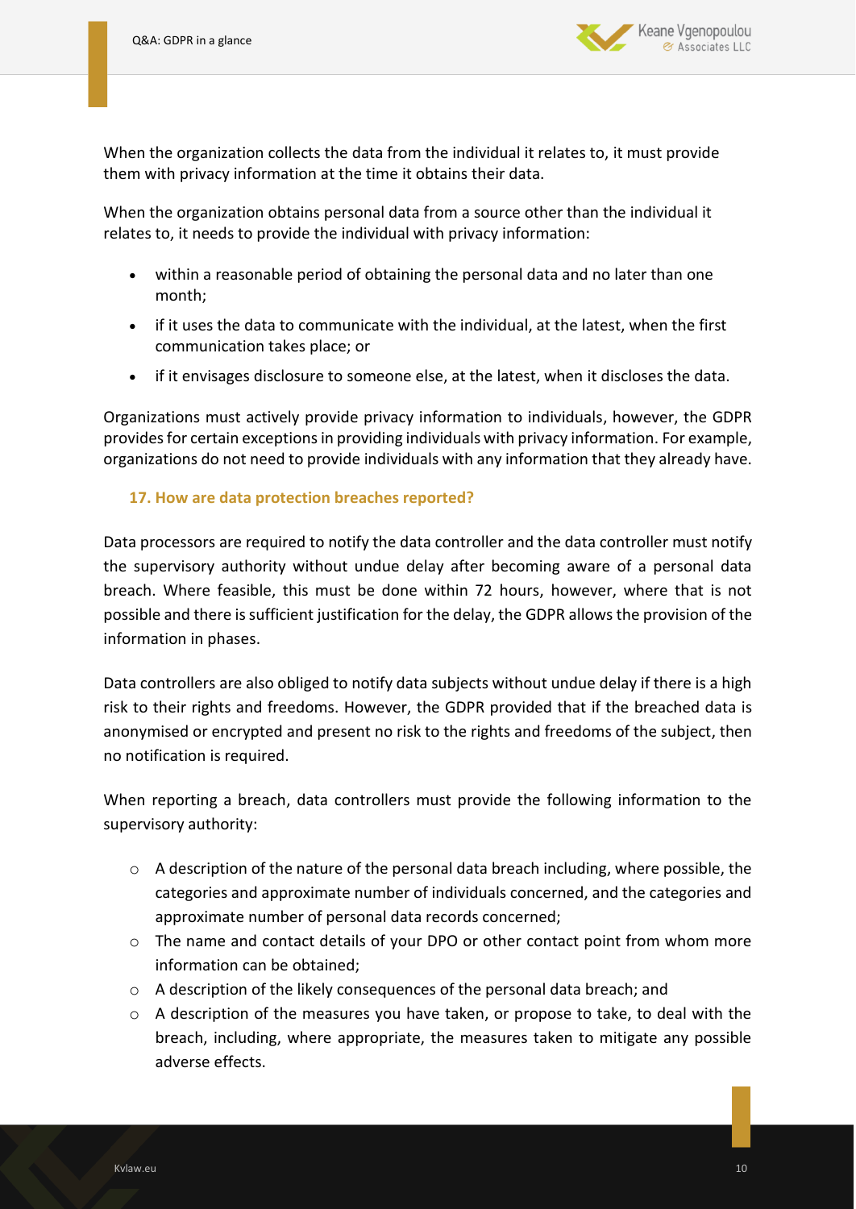When the organization collects the data from the individual it relates to, it must provide them with privacy information at the time it obtains their data.

When the organization obtains personal data from a source other than the individual it relates to, it needs to provide the individual with privacy information:

- within a reasonable period of obtaining the personal data and no later than one month;
- if it uses the data to communicate with the individual, at the latest, when the first communication takes place; or
- if it envisages disclosure to someone else, at the latest, when it discloses the data.

Organizations must actively provide privacy information to individuals, however, the GDPR provides for certain exceptions in providing individuals with privacy information. For example, organizations do not need to provide individuals with any information that they already have.

### 17. How are data protection breaches reported?

Data processors are required to notify the data controller and the data controller must notify the supervisory authority without undue delay after becoming aware of a personal data breach. Where feasible, this must be done within 72 hours, however, where that is not possible and there is sufficient justification for the delay, the GDPR allows the provision of the information in phases.

Data controllers are also obliged to notify data subjects without undue delay if there is a high risk to their rights and freedoms. However, the GDPR provided that if the breached data is anonymised or encrypted and present no risk to the rights and freedoms of the subject, then no notification is required.

When reporting a breach, data controllers must provide the following information to the supervisory authority:

- A description of the nature of the personal data breach including, where possible, the categories and approximate number of individuals concerned, and the categories and approximate number of personal data records concerned;
- The name and contact details of your DPO or other contact point from whom more information can be obtained;
- A description of the likely consequences of the personal data breach; and
- A description of the measures you have taken, or propose to take, to deal with the breach, including, where appropriate, the measures taken to mitigate any possible adverse effects.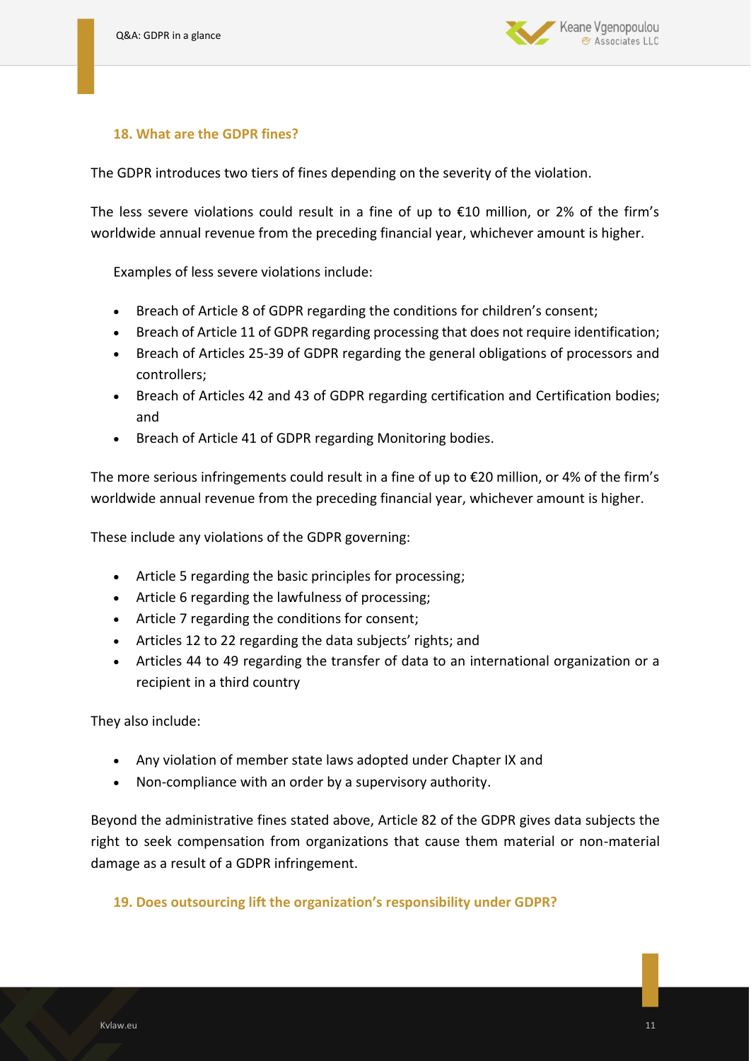### 18. What are the GDPR fines?

The GDPR introduces two tiers of fines depending on the severity of the violation.

The less severe violations could result in a fine of up to €10 million, or 2% of the firm's worldwide annual revenue from the preceding financial year, whichever amount is higher.

Examples of less severe violations include:

- Breach of Article 8 of GDPR regarding the conditions for children's consent;
- Breach of Article 11 of GDPR regarding processing that does not require identification;
- Breach of Articles 25-39 of GDPR regarding the general obligations of processors and controllers;
- Breach of Articles 42 and 43 of GDPR regarding certification and Certification bodies; and
- Breach of Article 41 of GDPR regarding Monitoring bodies.

The more serious infringements could result in a fine of up to €20 million, or 4% of the firm's worldwide annual revenue from the preceding financial year, whichever amount is higher.

These include any violations of the GDPR governing:

- Article 5 regarding the basic principles for processing;
- Article 6 regarding the lawfulness of processing;
- Article 7 regarding the conditions for consent;
- Articles 12 to 22 regarding the data subjects' rights; and
- Articles 44 to 49 regarding the transfer of data to an international organization or a recipient in a third country

They also include:

- Any violation of member state laws adopted under Chapter IX and
- Non-compliance with an order by a supervisory authority.

Beyond the administrative fines stated above, Article 82 of the GDPR gives data subjects the right to seek compensation from organizations that cause them material or non-material damage as a result of a GDPR infringement.

### 19. Does outsourcing lift the organization's responsibility under GDPR?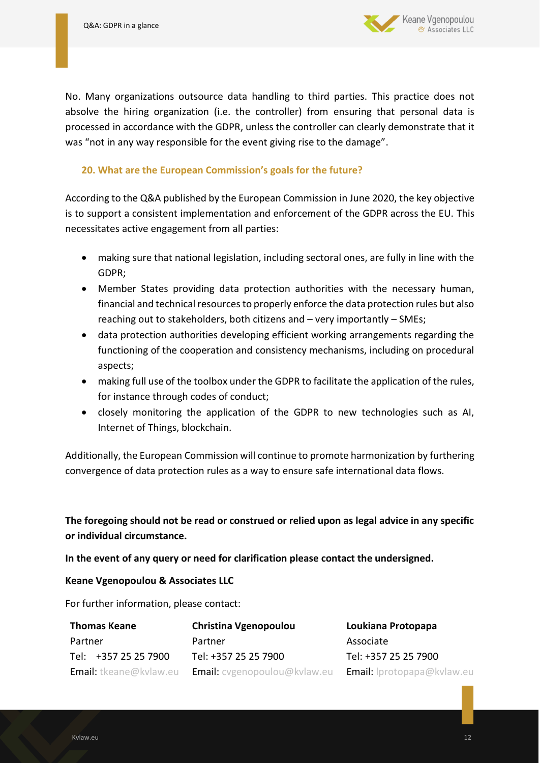No. Many organizations outsource data handling to third parties. This practice does not absolve the hiring organization (i.e. the controller) from ensuring that personal data is processed in accordance with the GDPR, unless the controller can clearly demonstrate that it was "not in any way responsible for the event giving rise to the damage".

### 20. What are the European Commission's goals for the future?

According to the Q&A published by the European Commission in June 2020, the key objective is to support a consistent implementation and enforcement of the GDPR across the EU. This necessitates active engagement from all parties:

- making sure that national legislation, including sectoral ones, are fully in line with the GDPR;
- Member States providing data protection authorities with the necessary human, financial and technical resources to properly enforce the data protection rules but also reaching out to stakeholders, both citizens and – very importantly – SMEs;
- data protection authorities developing efficient working arrangements regarding the functioning of the cooperation and consistency mechanisms, including on procedural aspects;
- making full use of the toolbox under the GDPR to facilitate the application of the rules, for instance through codes of conduct;
- closely monitoring the application of the GDPR to new technologies such as AI, Internet of Things, blockchain.

Additionally, the European Commission will continue to promote harmonization by furthering convergence of data protection rules as a way to ensure safe international data flows.

**The foregoing should not be read or construed or relied upon as legal advice in any specific or individual circumstance.**

**In the event of any query or need for clarification please contact the undersigned.**

**Keane Vgenopoulou & Associates LLC**

For further information, please contact:

| | | |
|---|---|---|
| **Thomas Keane** | **Christina Vgenopoulou** | **Loukiana Protopapa** |
| Partner | Partner | Associate |
| Tel: +357 25 25 7900 | Tel: +357 25 25 7900 | Tel: +357 25 25 7900 |
| Email: tkeane@kvlaw.eu | Email: cvgenopoulou@kvlaw.eu | Email: lprotopapa@kvlaw.eu |